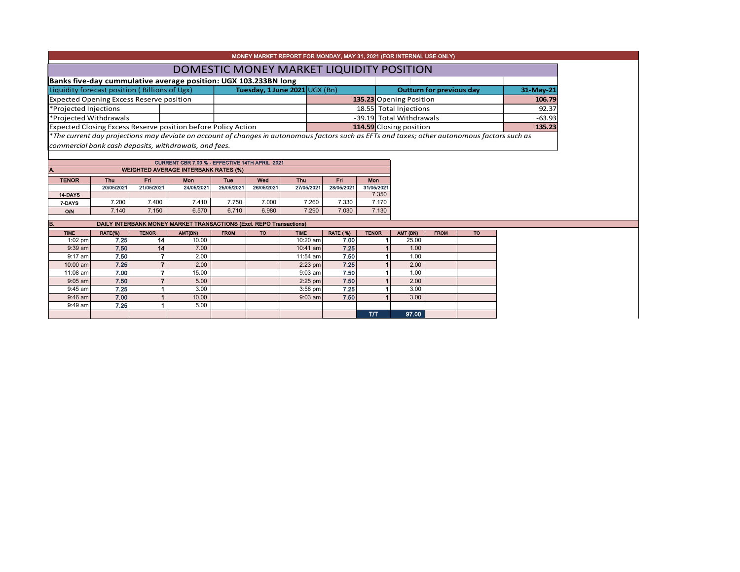MONEY MARKET REPORT FOR MONDAY, MAY 31, 2021 (FOR INTERNAL USE ONLY)

# DOMESTIC MONEY MARKET LIQUIDITY POSITION

**Banks five-day cummulative average position: UGX 103.233BN long**

| Liquidity forecast position ( Billions of Ugx) | Tuesday, 1 June 2021 UGX (Bn) | Outturn for previous day | 31-May-21 |
|---|---|---|---|
| Expected Opening Excess Reserve position | **135.23** | Opening Position | **106.79** |
| *Projected Injections | 18.55 | Total Injections | 92.37 |
| *Projected Withdrawals | -39.19 | Total Withdrawals | -63.93 |
| Expected Closing Excess Reserve position before Policy Action | **114.59** | Closing position | **135.23** |

*The current day projections may deviate on account of changes in autonomous factors such as EFTs and taxes; other autonomous factors such as commercial bank cash deposits, withdrawals, and fees.*

CURRENT CBR 7.00 % - EFFECTIVE 14TH APRIL 2021

## A. WEIGHTED AVERAGE INTERBANK RATES (%)

| TENOR | Thu 20/05/2021 | Fri 21/05/2021 | Mon 24/05/2021 | Tue 25/05/2021 | Wed 26/05/2021 | Thu 27/05/2021 | Fri 28/05/2021 | Mon 31/05/2021 |
|---|---|---|---|---|---|---|---|---|
| 14-DAYS | | | | | | | | 7.350 |
| 7-DAYS | 7.200 | 7.400 | 7.410 | 7.750 | 7.000 | 7.260 | 7.330 | 7.170 |
| O/N | 7.140 | 7.150 | 6.570 | 6.710 | 6.980 | 7.290 | 7.030 | 7.130 |

## B. DAILY INTERBANK MONEY MARKET TRANSACTIONS (Excl. REPO Transactions)

| TIME | RATE(%) | TENOR | AMT(BN) | FROM | TO | TIME | RATE ( %) | TENOR | AMT (BN) | FROM | TO |
|---|---|---|---|---|---|---|---|---|---|---|---|
| 1:02 pm | **7.25** | **14** | 10.00 | | | 10:20 am | **7.00** | **1** | 25.00 | | |
| 9:39 am | **7.50** | **14** | 7.00 | | | 10:41 am | **7.25** | **1** | 1.00 | | |
| 9:17 am | **7.50** | **7** | 2.00 | | | 11:54 am | **7.50** | **1** | 1.00 | | |
| 10:00 am | **7.25** | **7** | 2.00 | | | 2:23 pm | **7.25** | **1** | 2.00 | | |
| 11:08 am | **7.00** | **7** | 15.00 | | | 9:03 am | **7.50** | **1** | 1.00 | | |
| 9:05 am | **7.50** | **7** | 5.00 | | | 2:25 pm | **7.50** | **1** | 2.00 | | |
| 9:45 am | **7.25** | **1** | 3.00 | | | 3:58 pm | **7.25** | **1** | 3.00 | | |
| 9:46 am | **7.00** | **1** | 10.00 | | | 9:03 am | **7.50** | **1** | 3.00 | | |
| 9:49 am | **7.25** | **1** | 5.00 | | | | | | | | |
| | | | | | | | | T/T | **97.00** | | |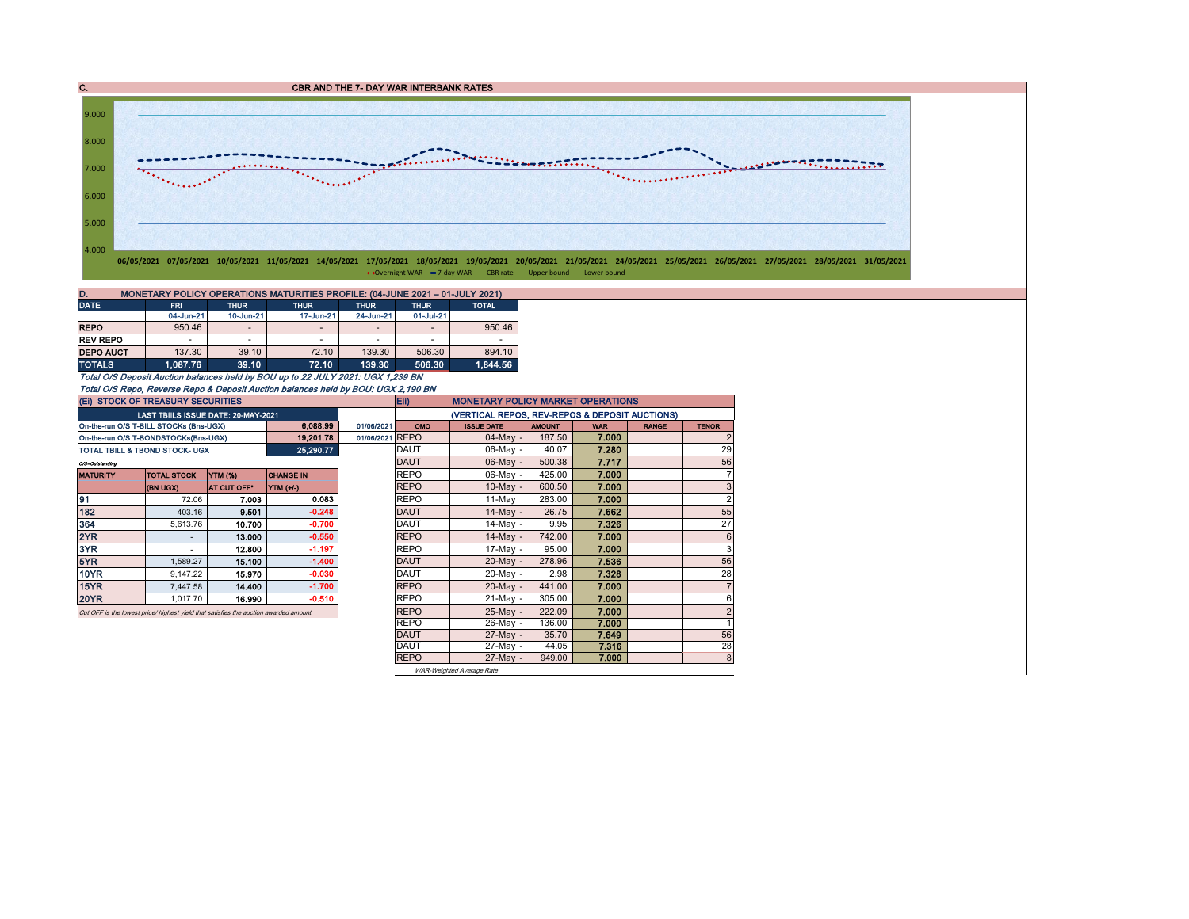## C. CBR AND THE 7- DAY WAR INTERBANK RATES

9.000
8.000
7.000
6.000
5.000
4.000

06/05/2021 07/05/2021 10/05/2021 11/05/2021 14/05/2021 17/05/2021 18/05/2021 19/05/2021 20/05/2021 21/05/2021 24/05/2021 25/05/2021 26/05/2021 27/05/2021 28/05/2021 31/05/2021

Overnight WAR — 7-day WAR — CBR rate — Upper bound — Lower bound

## D. MONETARY POLICY OPERATIONS MATURITIES PROFILE: (04-JUNE 2021 – 01-JULY 2021)

| DATE | FRI | THUR | THUR | THUR | THUR | TOTAL |
|---|---|---|---|---|---|---|
| | 04-Jun-21 | 10-Jun-21 | 17-Jun-21 | 24-Jun-21 | 01-Jul-21 | |
| REPO | 950.46 | - | - | - | - | 950.46 |
| REV REPO | - | - | - | - | - | - |
| DEPO AUCT | 137.30 | 39.10 | 72.10 | 139.30 | 506.30 | 894.10 |
| TOTALS | 1,087.76 | 39.10 | 72.10 | 139.30 | 506.30 | 1,844.56 |

*Total O/S Deposit Auction balances held by BOU up to 22 JULY 2021: UGX 1,239 BN*

*Total O/S Repo, Reverse Repo & Deposit Auction balances held by BOU: UGX 2,190 BN*

## (EI) STOCK OF TREASURY SECURITIES

| LAST TBIILS ISSUE DATE: 20-MAY-2021 | | |
|---|---|---|
| On-the-run O/S T-BILL STOCKs (Bns-UGX) | 6,088.99 | 01/06/2021 |
| On-the-run O/S T-BONDSTOCKs(Bns-UGX) | 19,201.78 | 01/06/2021 |
| TOTAL TBILL & TBOND STOCK- UGX | 25,290.77 | |

*O/S=Outstanding*

| MATURITY | TOTAL STOCK (BN UGX) | YTM (%) AT CUT OFF* | CHANGE IN YTM (+/-) |
|---|---|---|---|
| 91 | 72.06 | 7.003 | 0.083 |
| 182 | 403.16 | 9.501 | -0.248 |
| 364 | 5,613.76 | 10.700 | -0.700 |
| 2YR | - | 13.000 | -0.550 |
| 3YR | - | 12.800 | -1.197 |
| 5YR | 1,589.27 | 15.100 | -1.400 |
| 10YR | 9,147.22 | 15.970 | -0.030 |
| 15YR | 7,447.58 | 14.400 | -1.700 |
| 20YR | 1,017.70 | 16.990 | -0.510 |

*Cut OFF is the lowest price/ highest yield that satisfies the auction awarded amount.*

## EII) MONETARY POLICY MARKET OPERATIONS

(VERTICAL REPOS, REV-REPOS & DEPOSIT AUCTIONS)

| OMO | ISSUE DATE | AMOUNT | WAR | RANGE | TENOR |
|---|---|---|---|---|---|
| REPO | 04-May | 187.50 | 7.000 | | 2 |
| DAUT | 06-May | 40.07 | 7.280 | | 29 |
| DAUT | 06-May | 500.38 | 7.717 | | 56 |
| REPO | 06-May | 425.00 | 7.000 | | 7 |
| REPO | 10-May | 600.50 | 7.000 | | 3 |
| REPO | 11-May | 283.00 | 7.000 | | 2 |
| DAUT | 14-May | 26.75 | 7.662 | | 55 |
| DAUT | 14-May | 9.95 | 7.326 | | 27 |
| REPO | 14-May | 742.00 | 7.000 | | 6 |
| REPO | 17-May | 95.00 | 7.000 | | 3 |
| DAUT | 20-May | 278.96 | 7.536 | | 56 |
| DAUT | 20-May | 2.98 | 7.328 | | 28 |
| REPO | 20-May | 441.00 | 7.000 | | 7 |
| REPO | 21-May | 305.00 | 7.000 | | 6 |
| REPO | 25-May | 222.09 | 7.000 | | 2 |
| REPO | 26-May | 136.00 | 7.000 | | 1 |
| DAUT | 27-May | 35.70 | 7.649 | | 56 |
| DAUT | 27-May | 44.05 | 7.316 | | 28 |
| REPO | 27-May | 949.00 | 7.000 | | 8 |

*WAR-Weighted Average Rate*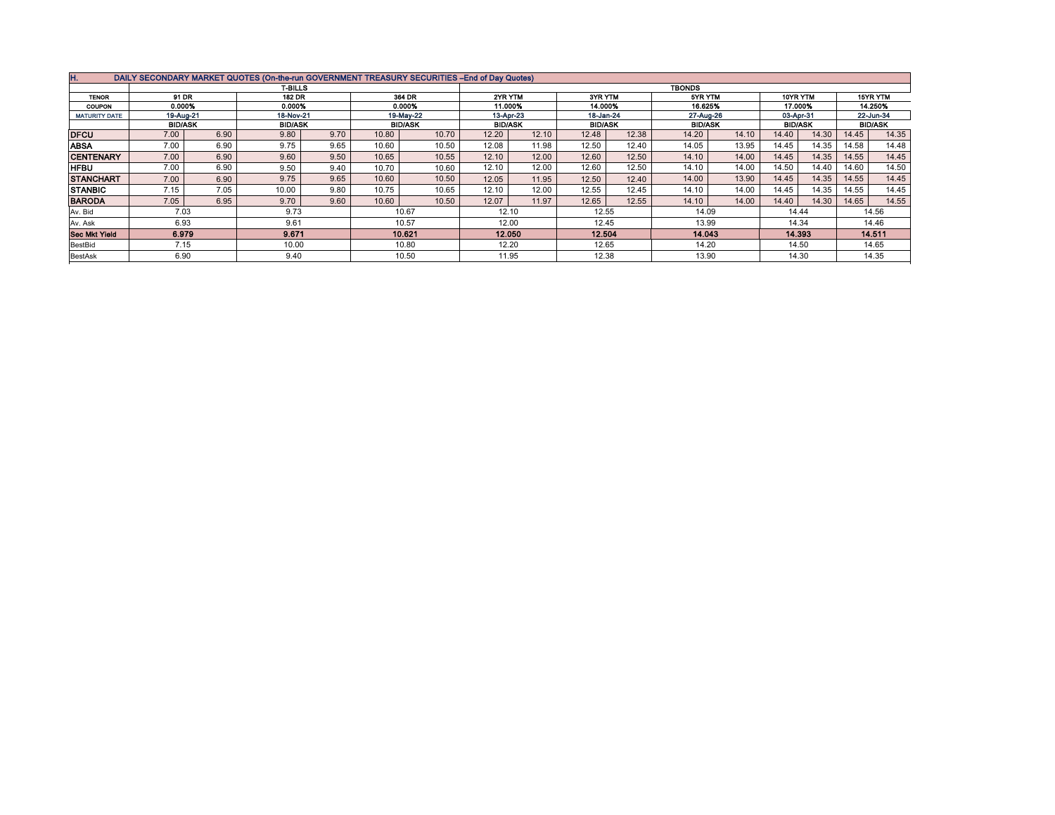| H. | DAILY SECONDARY MARKET QUOTES (On-the-run GOVERNMENT TREASURY SECURITIES –End of Day Quotes) | | | | | | | | | | | | | | | |
|---|---|---|---|---|---|---|---|---|---|---|---|---|---|---|---|---|
| | T-BILLS | | | | | | TBONDS | | | | | | | | | |
| TENOR | 91 DR | | 182 DR | | 364 DR | | 2YR YTM | | 3YR YTM | | 5YR YTM | | 10YR YTM | | 15YR YTM | |
| COUPON | 0.000% | | 0.000% | | 0.000% | | 11.000% | | 14.000% | | 16.625% | | 17.000% | | 14.250% | |
| MATURITY DATE | 19-Aug-21 | | 18-Nov-21 | | 19-May-22 | | 13-Apr-23 | | 18-Jan-24 | | 27-Aug-26 | | 03-Apr-31 | | 22-Jun-34 | |
| | BID/ASK | | BID/ASK | | BID/ASK | | BID/ASK | | BID/ASK | | BID/ASK | | BID/ASK | | BID/ASK | |
| **DFCU** | 7.00 | 6.90 | 9.80 | 9.70 | 10.80 | 10.70 | 12.20 | 12.10 | 12.48 | 12.38 | 14.20 | 14.10 | 14.40 | 14.30 | 14.45 | 14.35 |
| **ABSA** | 7.00 | 6.90 | 9.75 | 9.65 | 10.60 | 10.50 | 12.08 | 11.98 | 12.50 | 12.40 | 14.05 | 13.95 | 14.45 | 14.35 | 14.58 | 14.48 |
| **CENTENARY** | 7.00 | 6.90 | 9.60 | 9.50 | 10.65 | 10.55 | 12.10 | 12.00 | 12.60 | 12.50 | 14.10 | 14.00 | 14.45 | 14.35 | 14.55 | 14.45 |
| **HFBU** | 7.00 | 6.90 | 9.50 | 9.40 | 10.70 | 10.60 | 12.10 | 12.00 | 12.60 | 12.50 | 14.10 | 14.00 | 14.50 | 14.40 | 14.60 | 14.50 |
| **STANCHART** | 7.00 | 6.90 | 9.75 | 9.65 | 10.60 | 10.50 | 12.05 | 11.95 | 12.50 | 12.40 | 14.00 | 13.90 | 14.45 | 14.35 | 14.55 | 14.45 |
| **STANBIC** | 7.15 | 7.05 | 10.00 | 9.80 | 10.75 | 10.65 | 12.10 | 12.00 | 12.55 | 12.45 | 14.10 | 14.00 | 14.45 | 14.35 | 14.55 | 14.45 |
| **BARODA** | 7.05 | 6.95 | 9.70 | 9.60 | 10.60 | 10.50 | 12.07 | 11.97 | 12.65 | 12.55 | 14.10 | 14.00 | 14.40 | 14.30 | 14.65 | 14.55 |
| Av. Bid | 7.03 | | 9.73 | | 10.67 | | 12.10 | | 12.55 | | 14.09 | | 14.44 | | 14.56 | |
| Av. Ask | 6.93 | | 9.61 | | 10.57 | | 12.00 | | 12.45 | | 13.99 | | 14.34 | | 14.46 | |
| **Sec Mkt Yield** | **6.979** | | **9.671** | | **10.621** | | **12.050** | | **12.504** | | **14.043** | | **14.393** | | **14.511** | |
| BestBid | 7.15 | | 10.00 | | 10.80 | | 12.20 | | 12.65 | | 14.20 | | 14.50 | | 14.65 | |
| BestAsk | 6.90 | | 9.40 | | 10.50 | | 11.95 | | 12.38 | | 13.90 | | 14.30 | | 14.35 | |